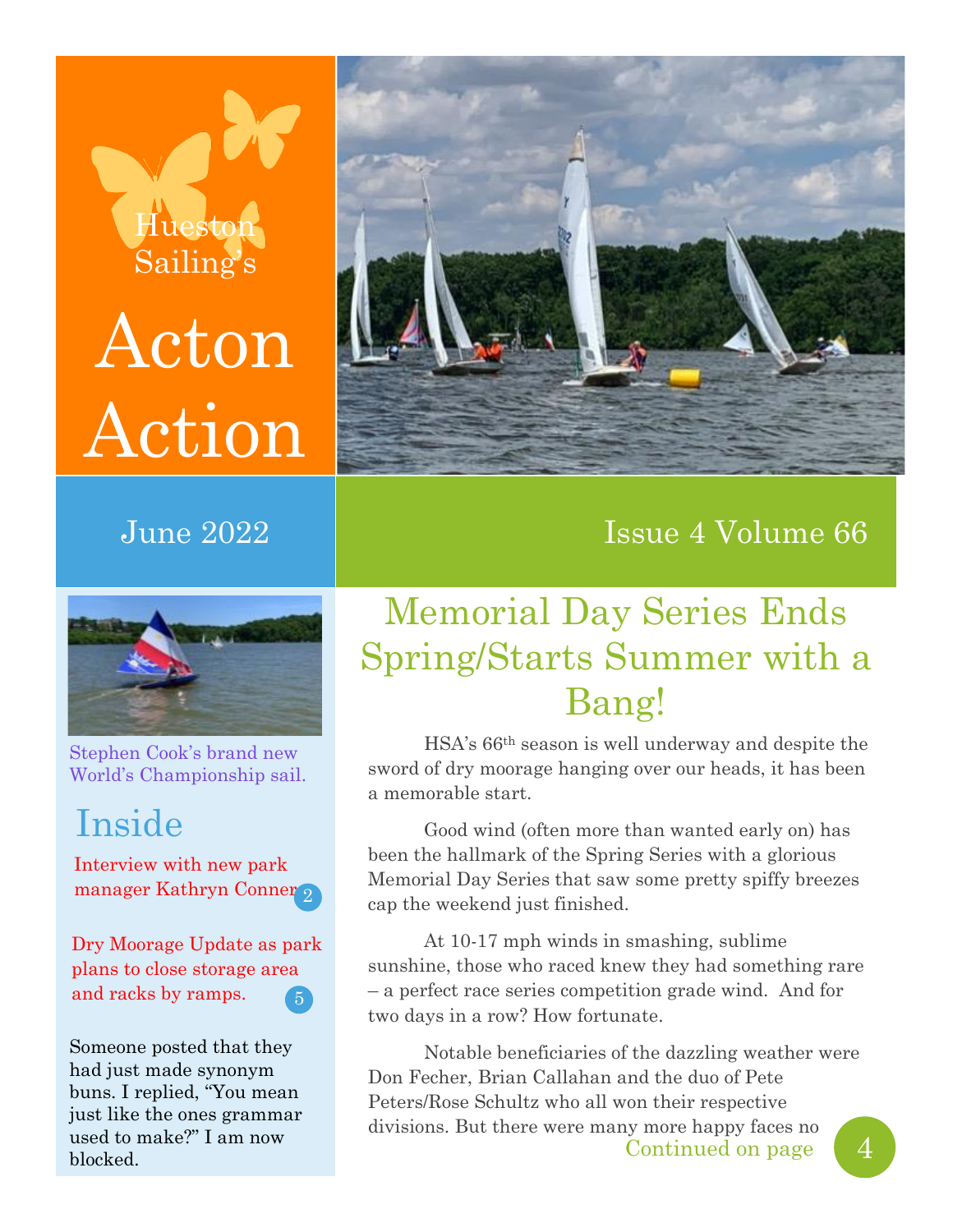Hueston Sailing's

# Acton Action

June 2022

Issue 4 Volume 66

Stephen Cook's brand new World's Championship sail.

## Inside

Interview with new park manager Kathryn Conner 2

Dry Moorage Update as park plans to close storage area and racks by ramps. 5

Someone posted that they had just made synonym buns. I replied, "You mean just like the ones grammar used to make?" I am now blocked.

## Memorial Day Series Ends Spring/Starts Summer with a Bang!

HSA's 66th season is well underway and despite the sword of dry moorage hanging over our heads, it has been a memorable start.

Good wind (often more than wanted early on) has been the hallmark of the Spring Series with a glorious Memorial Day Series that saw some pretty spiffy breezes cap the weekend just finished.

At 10-17 mph winds in smashing, sublime sunshine, those who raced knew they had something rare – a perfect race series competition grade wind. And for two days in a row? How fortunate.

Notable beneficiaries of the dazzling weather were Don Fecher, Brian Callahan and the duo of Pete Peters/Rose Schultz who all won their respective divisions. But there were many more happy faces no

Continued on page 4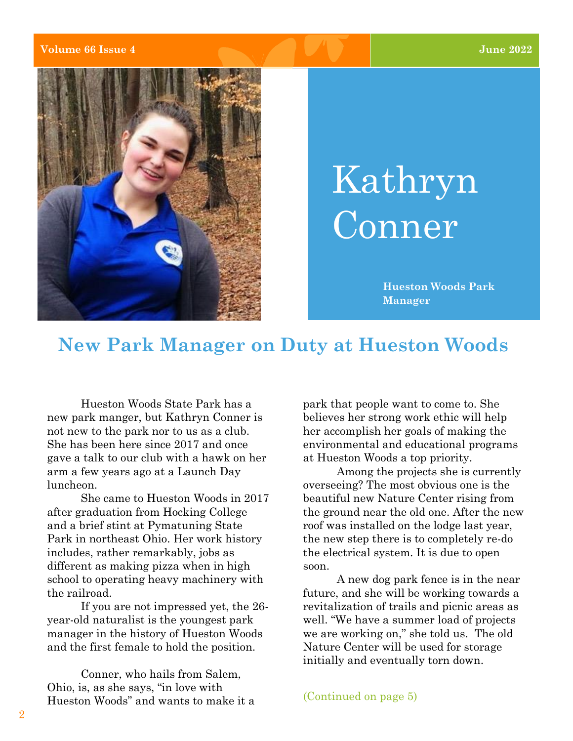# Kathryn Conner

**Hueston Woods Park Manager**

## New Park Manager on Duty at Hueston Woods

Hueston Woods State Park has a new park manger, but Kathryn Conner is not new to the park nor to us as a club. She has been here since 2017 and once gave a talk to our club with a hawk on her arm a few years ago at a Launch Day luncheon.

She came to Hueston Woods in 2017 after graduation from Hocking College and a brief stint at Pymatuning State Park in northeast Ohio. Her work history includes, rather remarkably, jobs as different as making pizza when in high school to operating heavy machinery with the railroad.

If you are not impressed yet, the 26-year-old naturalist is the youngest park manager in the history of Hueston Woods and the first female to hold the position.

Conner, who hails from Salem, Ohio, is, as she says, "in love with Hueston Woods" and wants to make it a park that people want to come to. She believes her strong work ethic will help her accomplish her goals of making the environmental and educational programs at Hueston Woods a top priority.

Among the projects she is currently overseeing? The most obvious one is the beautiful new Nature Center rising from the ground near the old one. After the new roof was installed on the lodge last year, the new step there is to completely re-do the electrical system. It is due to open soon.

A new dog park fence is in the near future, and she will be working towards a revitalization of trails and picnic areas as well. "We have a summer load of projects we are working on," she told us. The old Nature Center will be used for storage initially and eventually torn down.

(Continued on page 5)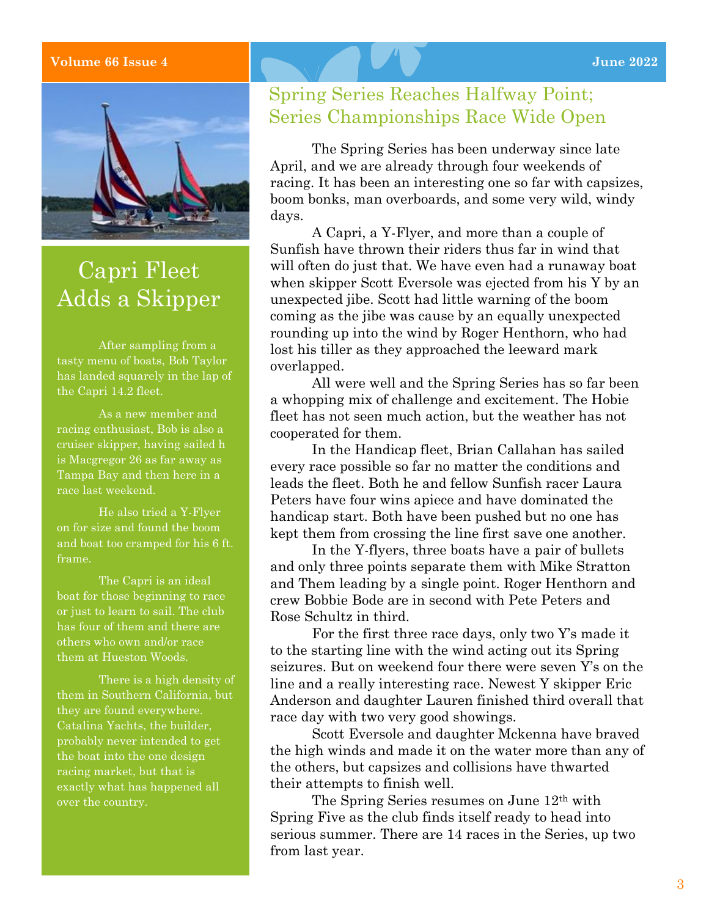# Spring Series Reaches Halfway Point; Series Championships Race Wide Open

The Spring Series has been underway since late April, and we are already through four weekends of racing. It has been an interesting one so far with capsizes, boom bonks, man overboards, and some very wild, windy days.

A Capri, a Y-Flyer, and more than a couple of Sunfish have thrown their riders thus far in wind that will often do just that. We have even had a runaway boat when skipper Scott Eversole was ejected from his Y by an unexpected jibe. Scott had little warning of the boom coming as the jibe was cause by an equally unexpected rounding up into the wind by Roger Henthorn, who had lost his tiller as they approached the leeward mark overlapped.

All were well and the Spring Series has so far been a whopping mix of challenge and excitement. The Hobie fleet has not seen much action, but the weather has not cooperated for them.

In the Handicap fleet, Brian Callahan has sailed every race possible so far no matter the conditions and leads the fleet. Both he and fellow Sunfish racer Laura Peters have four wins apiece and have dominated the handicap start. Both have been pushed but no one has kept them from crossing the line first save one another.

In the Y-flyers, three boats have a pair of bullets and only three points separate them with Mike Stratton and Them leading by a single point. Roger Henthorn and crew Bobbie Bode are in second with Pete Peters and Rose Schultz in third.

For the first three race days, only two Y's made it to the starting line with the wind acting out its Spring seizures. But on weekend four there were seven Y's on the line and a really interesting race. Newest Y skipper Eric Anderson and daughter Lauren finished third overall that race day with two very good showings.

Scott Eversole and daughter Mckenna have braved the high winds and made it on the water more than any of the others, but capsizes and collisions have thwarted their attempts to finish well.

The Spring Series resumes on June 12th with Spring Five as the club finds itself ready to head into serious summer. There are 14 races in the Series, up two from last year.

# Capri Fleet Adds a Skipper

After sampling from a tasty menu of boats, Bob Taylor has landed squarely in the lap of the Capri 14.2 fleet.

As a new member and racing enthusiast, Bob is also a cruiser skipper, having sailed h is Macgregor 26 as far away as Tampa Bay and then here in a race last weekend.

He also tried a Y-Flyer on for size and found the boom and boat too cramped for his 6 ft. frame.

The Capri is an ideal boat for those beginning to race or just to learn to sail. The club has four of them and there are others who own and/or race them at Hueston Woods.

There is a high density of them in Southern California, but they are found everywhere. Catalina Yachts, the builder, probably never intended to get the boat into the one design racing market, but that is exactly what has happened all over the country.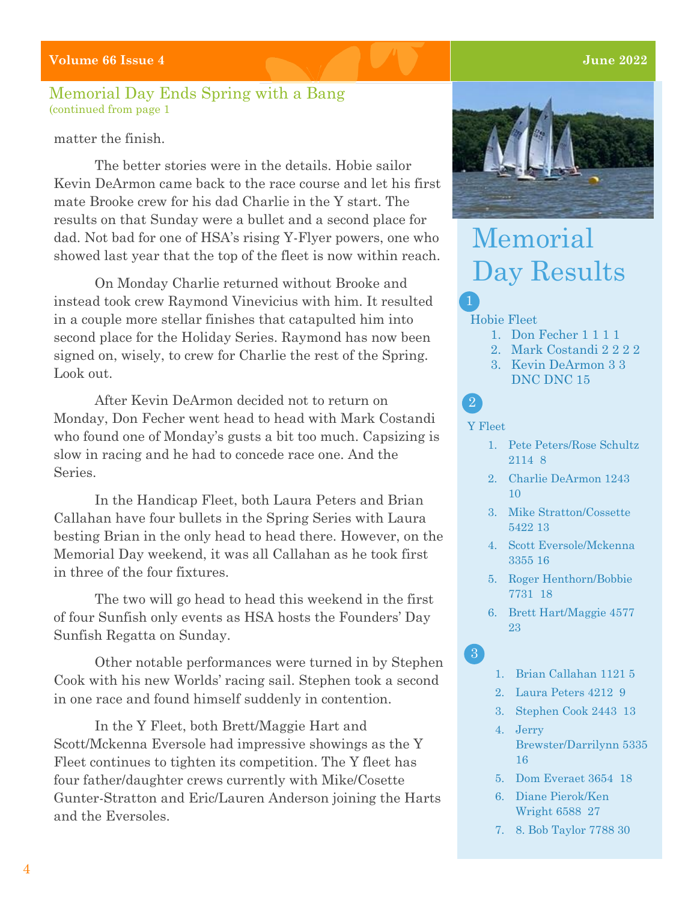## Memorial Day Ends Spring with a Bang

(continued from page 1

matter the finish.

The better stories were in the details. Hobie sailor Kevin DeArmon came back to the race course and let his first mate Brooke crew for his dad Charlie in the Y start. The results on that Sunday were a bullet and a second place for dad. Not bad for one of HSA's rising Y-Flyer powers, one who showed last year that the top of the fleet is now within reach.

On Monday Charlie returned without Brooke and instead took crew Raymond Vinevicius with him. It resulted in a couple more stellar finishes that catapulted him into second place for the Holiday Series. Raymond has now been signed on, wisely, to crew for Charlie the rest of the Spring. Look out.

After Kevin DeArmon decided not to return on Monday, Don Fecher went head to head with Mark Costandi who found one of Monday's gusts a bit too much. Capsizing is slow in racing and he had to concede race one. And the Series.

In the Handicap Fleet, both Laura Peters and Brian Callahan have four bullets in the Spring Series with Laura besting Brian in the only head to head there. However, on the Memorial Day weekend, it was all Callahan as he took first in three of the four fixtures.

The two will go head to head this weekend in the first of four Sunfish only events as HSA hosts the Founders' Day Sunfish Regatta on Sunday.

Other notable performances were turned in by Stephen Cook with his new Worlds' racing sail. Stephen took a second in one race and found himself suddenly in contention.

In the Y Fleet, both Brett/Maggie Hart and Scott/Mckenna Eversole had impressive showings as the Y Fleet continues to tighten its competition. The Y fleet has four father/daughter crews currently with Mike/Cosette Gunter-Stratton and Eric/Lauren Anderson joining the Harts and the Eversoles.

## Memorial Day Results

1

Hobie Fleet

1. Don Fecher 1 1 1 1
2. Mark Costandi 2 2 2 2
3. Kevin DeArmon 3 3 DNC DNC 15

2

Y Fleet

1. Pete Peters/Rose Schultz 2114 8
2. Charlie DeArmon 1243 10
3. Mike Stratton/Cossette 5422 13
4. Scott Eversole/Mckenna 3355 16
5. Roger Henthorn/Bobbie 7731 18
6. Brett Hart/Maggie 4577 23

3

1. Brian Callahan 1121 5
2. Laura Peters 4212 9
3. Stephen Cook 2443 13
4. Jerry Brewster/Darrilynn 5335 16
5. Dom Everaet 3654 18
6. Diane Pierok/Ken Wright 6588 27
7. 8. Bob Taylor 7788 30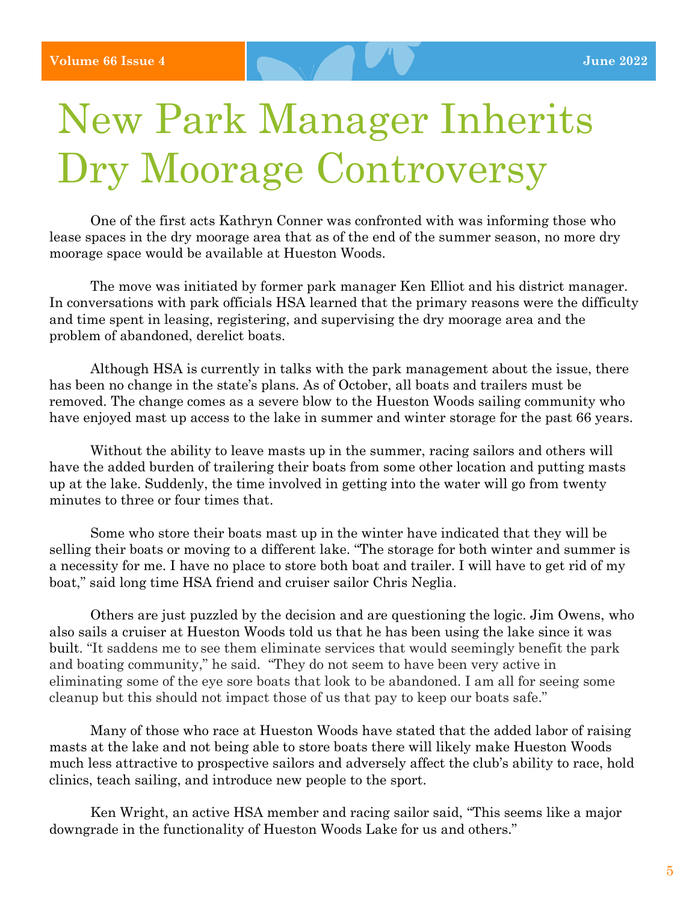# New Park Manager Inherits Dry Moorage Controversy

One of the first acts Kathryn Conner was confronted with was informing those who lease spaces in the dry moorage area that as of the end of the summer season, no more dry moorage space would be available at Hueston Woods.

The move was initiated by former park manager Ken Elliot and his district manager. In conversations with park officials HSA learned that the primary reasons were the difficulty and time spent in leasing, registering, and supervising the dry moorage area and the problem of abandoned, derelict boats.

Although HSA is currently in talks with the park management about the issue, there has been no change in the state's plans. As of October, all boats and trailers must be removed. The change comes as a severe blow to the Hueston Woods sailing community who have enjoyed mast up access to the lake in summer and winter storage for the past 66 years.

Without the ability to leave masts up in the summer, racing sailors and others will have the added burden of trailering their boats from some other location and putting masts up at the lake. Suddenly, the time involved in getting into the water will go from twenty minutes to three or four times that.

Some who store their boats mast up in the winter have indicated that they will be selling their boats or moving to a different lake. "The storage for both winter and summer is a necessity for me. I have no place to store both boat and trailer. I will have to get rid of my boat," said long time HSA friend and cruiser sailor Chris Neglia.

Others are just puzzled by the decision and are questioning the logic. Jim Owens, who also sails a cruiser at Hueston Woods told us that he has been using the lake since it was built. "It saddens me to see them eliminate services that would seemingly benefit the park and boating community," he said. "They do not seem to have been very active in eliminating some of the eye sore boats that look to be abandoned. I am all for seeing some cleanup but this should not impact those of us that pay to keep our boats safe."

Many of those who race at Hueston Woods have stated that the added labor of raising masts at the lake and not being able to store boats there will likely make Hueston Woods much less attractive to prospective sailors and adversely affect the club's ability to race, hold clinics, teach sailing, and introduce new people to the sport.

Ken Wright, an active HSA member and racing sailor said, "This seems like a major downgrade in the functionality of Hueston Woods Lake for us and others."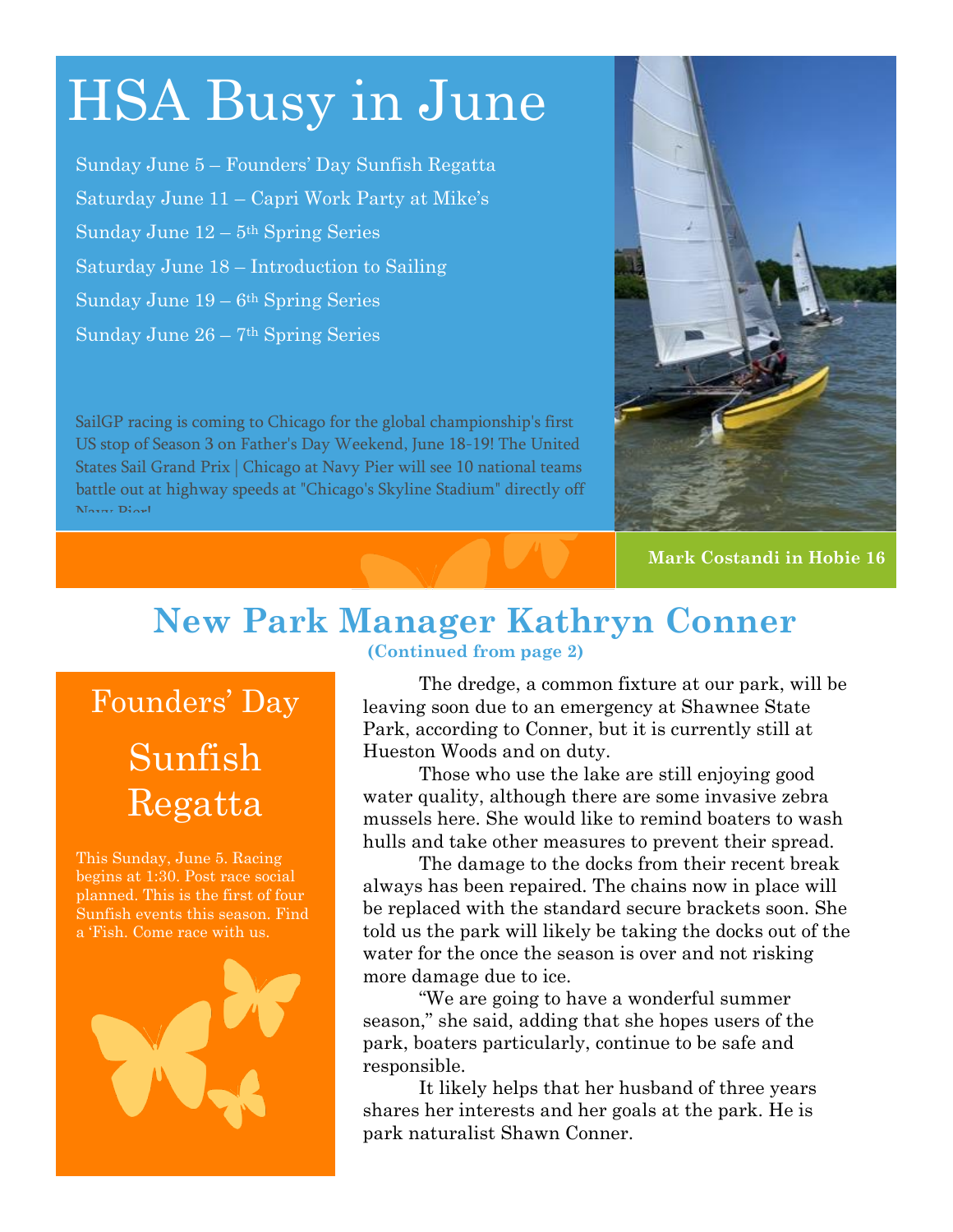# HSA Busy in June

Sunday June 5 – Founders' Day Sunfish Regatta

Saturday June 11 – Capri Work Party at Mike's

Sunday June 12 – 5th Spring Series

Saturday June 18 – Introduction to Sailing

Sunday June 19 – 6th Spring Series

Sunday June 26 – 7th Spring Series

SailGP racing is coming to Chicago for the global championship's first US stop of Season 3 on Father's Day Weekend, June 18-19! The United States Sail Grand Prix | Chicago at Navy Pier will see 10 national teams battle out at highway speeds at "Chicago's Skyline Stadium" directly off Navy Pier!

**Mark Costandi in Hobie 16**

## New Park Manager Kathryn Conner

**(Continued from page 2)**

The dredge, a common fixture at our park, will be leaving soon due to an emergency at Shawnee State Park, according to Conner, but it is currently still at Hueston Woods and on duty.

Those who use the lake are still enjoying good water quality, although there are some invasive zebra mussels here. She would like to remind boaters to wash hulls and take other measures to prevent their spread.

The damage to the docks from their recent break always has been repaired. The chains now in place will be replaced with the standard secure brackets soon. She told us the park will likely be taking the docks out of the water for the once the season is over and not risking more damage due to ice.

"We are going to have a wonderful summer season," she said, adding that she hopes users of the park, boaters particularly, continue to be safe and responsible.

It likely helps that her husband of three years shares her interests and her goals at the park. He is park naturalist Shawn Conner.

## Founders' Day Sunfish Regatta

This Sunday, June 5. Racing begins at 1:30. Post race social planned. This is the first of four Sunfish events this season. Find a 'Fish. Come race with us.